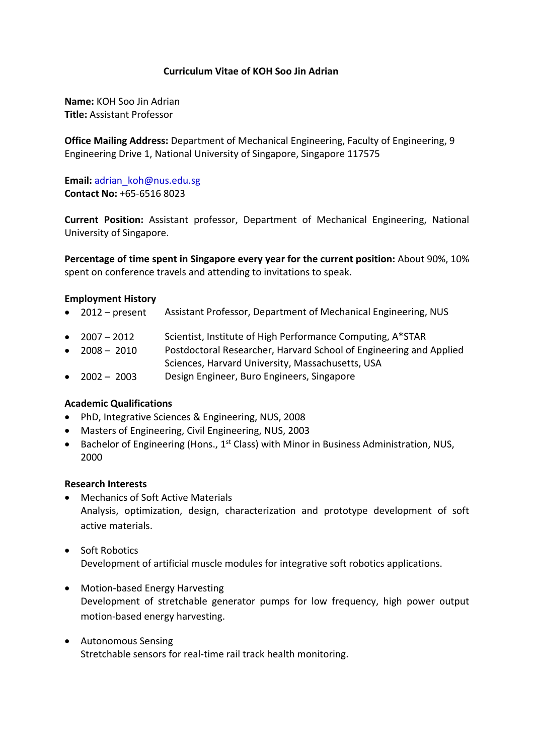# Curriculum Vitae of KOH Soo Jin Adrian

**Name:** KOH Soo Jin Adrian
**Title:** Assistant Professor

**Office Mailing Address:** Department of Mechanical Engineering, Faculty of Engineering, 9 Engineering Drive 1, National University of Singapore, Singapore 117575

**Email:** adrian_koh@nus.edu.sg
**Contact No:** +65-6516 8023

**Current Position:** Assistant professor, Department of Mechanical Engineering, National University of Singapore.

**Percentage of time spent in Singapore every year for the current position:** About 90%, 10% spent on conference travels and attending to invitations to speak.

## Employment History

- 2012 – present Assistant Professor, Department of Mechanical Engineering, NUS
- 2007 – 2012 Scientist, Institute of High Performance Computing, A*STAR
- 2008 – 2010 Postdoctoral Researcher, Harvard School of Engineering and Applied Sciences, Harvard University, Massachusetts, USA
- 2002 – 2003 Design Engineer, Buro Engineers, Singapore

## Academic Qualifications

- PhD, Integrative Sciences & Engineering, NUS, 2008
- Masters of Engineering, Civil Engineering, NUS, 2003
- Bachelor of Engineering (Hons., 1st Class) with Minor in Business Administration, NUS, 2000

## Research Interests

- Mechanics of Soft Active Materials
  Analysis, optimization, design, characterization and prototype development of soft active materials.

- Soft Robotics
  Development of artificial muscle modules for integrative soft robotics applications.

- Motion-based Energy Harvesting
  Development of stretchable generator pumps for low frequency, high power output motion-based energy harvesting.

- Autonomous Sensing
  Stretchable sensors for real-time rail track health monitoring.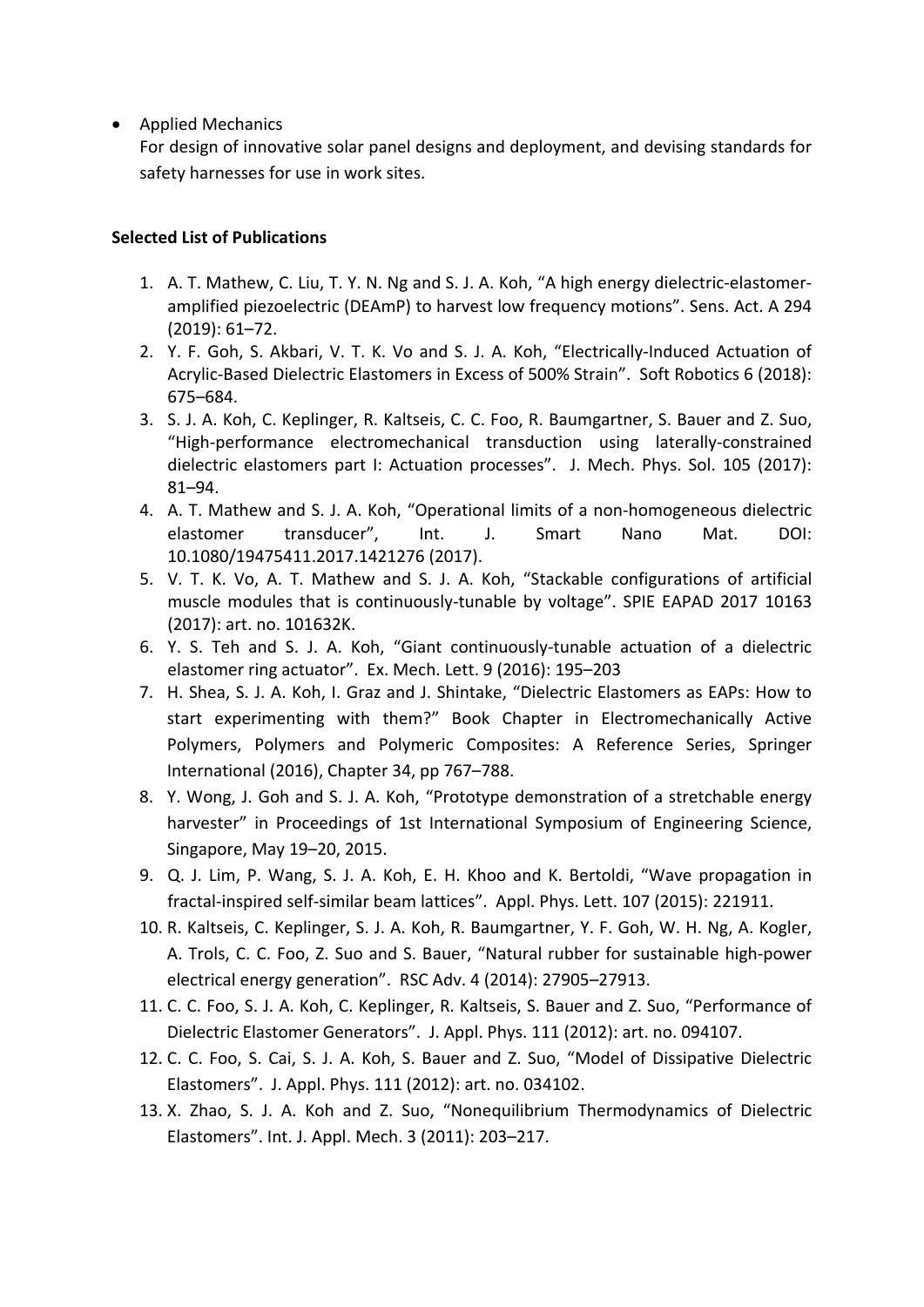- Applied Mechanics
  For design of innovative solar panel designs and deployment, and devising standards for safety harnesses for use in work sites.

**Selected List of Publications**

1. A. T. Mathew, C. Liu, T. Y. N. Ng and S. J. A. Koh, "A high energy dielectric-elastomer-amplified piezoelectric (DEAmP) to harvest low frequency motions". Sens. Act. A 294 (2019): 61–72.
2. Y. F. Goh, S. Akbari, V. T. K. Vo and S. J. A. Koh, "Electrically-Induced Actuation of Acrylic-Based Dielectric Elastomers in Excess of 500% Strain". Soft Robotics 6 (2018): 675–684.
3. S. J. A. Koh, C. Keplinger, R. Kaltseis, C. C. Foo, R. Baumgartner, S. Bauer and Z. Suo, "High-performance electromechanical transduction using laterally-constrained dielectric elastomers part I: Actuation processes". J. Mech. Phys. Sol. 105 (2017): 81–94.
4. A. T. Mathew and S. J. A. Koh, "Operational limits of a non-homogeneous dielectric elastomer transducer", Int. J. Smart Nano Mat. DOI: 10.1080/19475411.2017.1421276 (2017).
5. V. T. K. Vo, A. T. Mathew and S. J. A. Koh, "Stackable configurations of artificial muscle modules that is continuously-tunable by voltage". SPIE EAPAD 2017 10163 (2017): art. no. 101632K.
6. Y. S. Teh and S. J. A. Koh, "Giant continuously-tunable actuation of a dielectric elastomer ring actuator". Ex. Mech. Lett. 9 (2016): 195–203
7. H. Shea, S. J. A. Koh, I. Graz and J. Shintake, "Dielectric Elastomers as EAPs: How to start experimenting with them?" Book Chapter in Electromechanically Active Polymers, Polymers and Polymeric Composites: A Reference Series, Springer International (2016), Chapter 34, pp 767–788.
8. Y. Wong, J. Goh and S. J. A. Koh, "Prototype demonstration of a stretchable energy harvester" in Proceedings of 1st International Symposium of Engineering Science, Singapore, May 19–20, 2015.
9. Q. J. Lim, P. Wang, S. J. A. Koh, E. H. Khoo and K. Bertoldi, "Wave propagation in fractal-inspired self-similar beam lattices". Appl. Phys. Lett. 107 (2015): 221911.
10. R. Kaltseis, C. Keplinger, S. J. A. Koh, R. Baumgartner, Y. F. Goh, W. H. Ng, A. Kogler, A. Trols, C. C. Foo, Z. Suo and S. Bauer, "Natural rubber for sustainable high-power electrical energy generation". RSC Adv. 4 (2014): 27905–27913.
11. C. C. Foo, S. J. A. Koh, C. Keplinger, R. Kaltseis, S. Bauer and Z. Suo, "Performance of Dielectric Elastomer Generators". J. Appl. Phys. 111 (2012): art. no. 094107.
12. C. C. Foo, S. Cai, S. J. A. Koh, S. Bauer and Z. Suo, "Model of Dissipative Dielectric Elastomers". J. Appl. Phys. 111 (2012): art. no. 034102.
13. X. Zhao, S. J. A. Koh and Z. Suo, "Nonequilibrium Thermodynamics of Dielectric Elastomers". Int. J. Appl. Mech. 3 (2011): 203–217.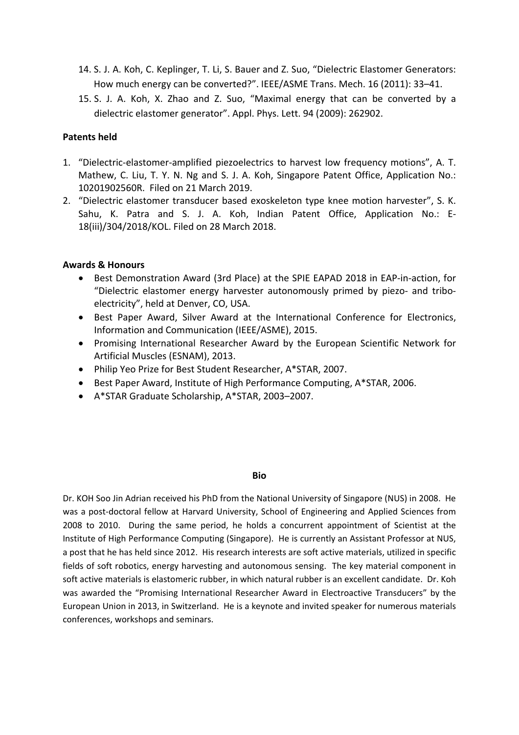14. S. J. A. Koh, C. Keplinger, T. Li, S. Bauer and Z. Suo, "Dielectric Elastomer Generators: How much energy can be converted?". IEEE/ASME Trans. Mech. 16 (2011): 33–41.
15. S. J. A. Koh, X. Zhao and Z. Suo, "Maximal energy that can be converted by a dielectric elastomer generator". Appl. Phys. Lett. 94 (2009): 262902.

**Patents held**

1. "Dielectric-elastomer-amplified piezoelectrics to harvest low frequency motions", A. T. Mathew, C. Liu, T. Y. N. Ng and S. J. A. Koh, Singapore Patent Office, Application No.: 10201902560R. Filed on 21 March 2019.
2. "Dielectric elastomer transducer based exoskeleton type knee motion harvester", S. K. Sahu, K. Patra and S. J. A. Koh, Indian Patent Office, Application No.: E-18(iii)/304/2018/KOL. Filed on 28 March 2018.

**Awards & Honours**

- Best Demonstration Award (3rd Place) at the SPIE EAPAD 2018 in EAP-in-action, for "Dielectric elastomer energy harvester autonomously primed by piezo- and tribo-electricity", held at Denver, CO, USA.
- Best Paper Award, Silver Award at the International Conference for Electronics, Information and Communication (IEEE/ASME), 2015.
- Promising International Researcher Award by the European Scientific Network for Artificial Muscles (ESNAM), 2013.
- Philip Yeo Prize for Best Student Researcher, A*STAR, 2007.
- Best Paper Award, Institute of High Performance Computing, A*STAR, 2006.
- A*STAR Graduate Scholarship, A*STAR, 2003–2007.

**Bio**

Dr. KOH Soo Jin Adrian received his PhD from the National University of Singapore (NUS) in 2008. He was a post-doctoral fellow at Harvard University, School of Engineering and Applied Sciences from 2008 to 2010. During the same period, he holds a concurrent appointment of Scientist at the Institute of High Performance Computing (Singapore). He is currently an Assistant Professor at NUS, a post that he has held since 2012. His research interests are soft active materials, utilized in specific fields of soft robotics, energy harvesting and autonomous sensing. The key material component in soft active materials is elastomeric rubber, in which natural rubber is an excellent candidate. Dr. Koh was awarded the "Promising International Researcher Award in Electroactive Transducers" by the European Union in 2013, in Switzerland. He is a keynote and invited speaker for numerous materials conferences, workshops and seminars.